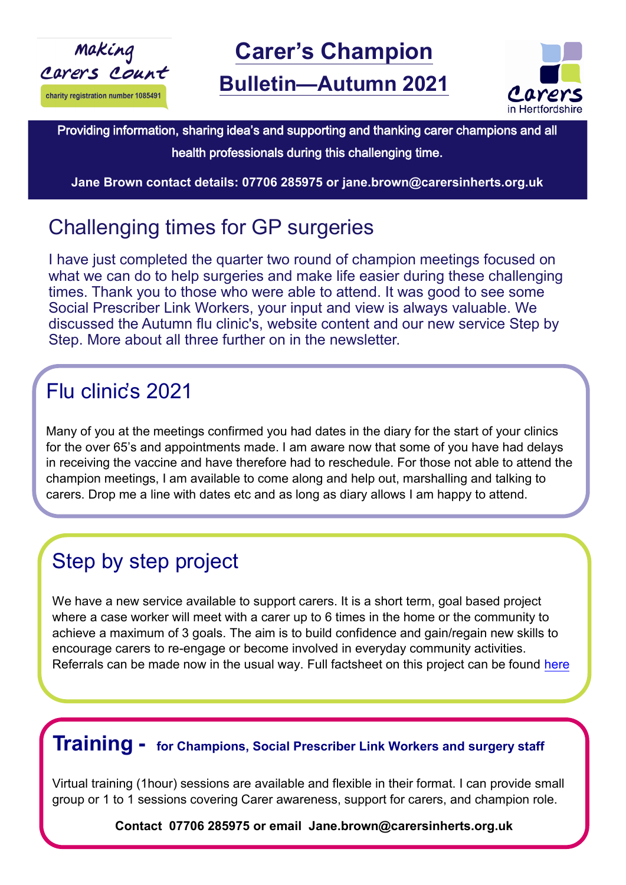Making Carers Count

charity registration number 1085491

# Carer's Champion Bulletin—Autumn 2021

Carers in Hertfordshire

**Providing information, sharing idea's and supporting and thanking carer champions and all health professionals during this challenging time.**

**Jane Brown contact details: 07706 285975 or jane.brown@carersinherts.org.uk**

## Challenging times for GP surgeries

I have just completed the quarter two round of champion meetings focused on what we can do to help surgeries and make life easier during these challenging times. Thank you to those who were able to attend. It was good to see some Social Prescriber Link Workers, your input and view is always valuable. We discussed the Autumn flu clinic's, website content and our new service Step by Step. More about all three further on in the newsletter.

## Flu clinic's 2021

Many of you at the meetings confirmed you had dates in the diary for the start of your clinics for the over 65's and appointments made. I am aware now that some of you have had delays in receiving the vaccine and have therefore had to reschedule. For those not able to attend the champion meetings, I am available to come along and help out, marshalling and talking to carers. Drop me a line with dates etc and as long as diary allows I am happy to attend.

## Step by step project

We have a new service available to support carers. It is a short term, goal based project where a case worker will meet with a carer up to 6 times in the home or the community to achieve a maximum of 3 goals. The aim is to build confidence and gain/regain new skills to encourage carers to re-engage or become involved in everyday community activities. Referrals can be made now in the usual way. Full factsheet on this project can be found here

## Training - for Champions, Social Prescriber Link Workers and surgery staff

Virtual training (1hour) sessions are available and flexible in their format. I can provide small group or 1 to 1 sessions covering Carer awareness, support for carers, and champion role.

**Contact 07706 285975 or email Jane.brown@carersinherts.org.uk**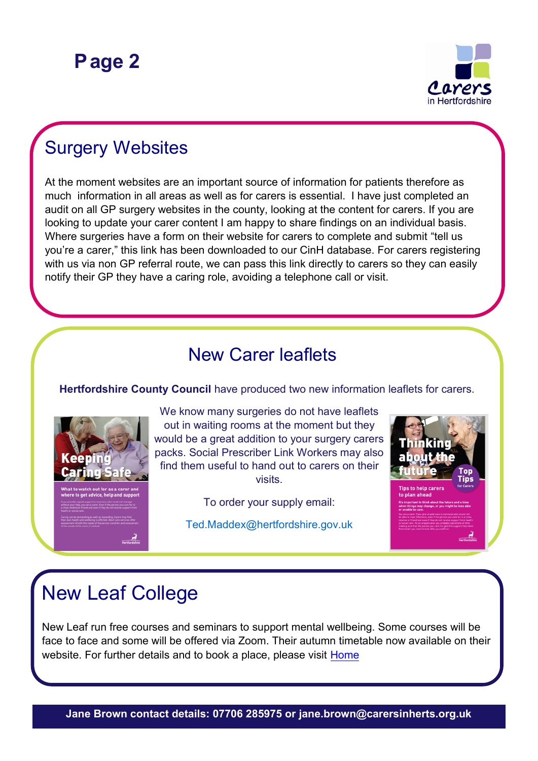## Surgery Websites

At the moment websites are an important source of information for patients therefore as much information in all areas as well as for carers is essential. I have just completed an audit on all GP surgery websites in the county, looking at the content for carers. If you are looking to update your carer content I am happy to share findings on an individual basis. Where surgeries have a form on their website for carers to complete and submit "tell us you're a carer," this link has been downloaded to our CinH database. For carers registering with us via non GP referral route, we can pass this link directly to carers so they can easily notify their GP they have a caring role, avoiding a telephone call or visit.

## New Carer leaflets

**Hertfordshire County Council** have produced two new information leaflets for carers.

We know many surgeries do not have leaflets out in waiting rooms at the moment but they would be a great addition to your surgery carers packs. Social Prescriber Link Workers may also find them useful to hand out to carers on their visits.

To order your supply email:

Ted.Maddex@hertfordshire.gov.uk

## New Leaf College

New Leaf run free courses and seminars to support mental wellbeing. Some courses will be face to face and some will be offered via Zoom. Their autumn timetable now available on their website. For further details and to book a place, please visit Home

**Jane Brown contact details: 07706 285975 or jane.brown@carersinherts.org.uk**